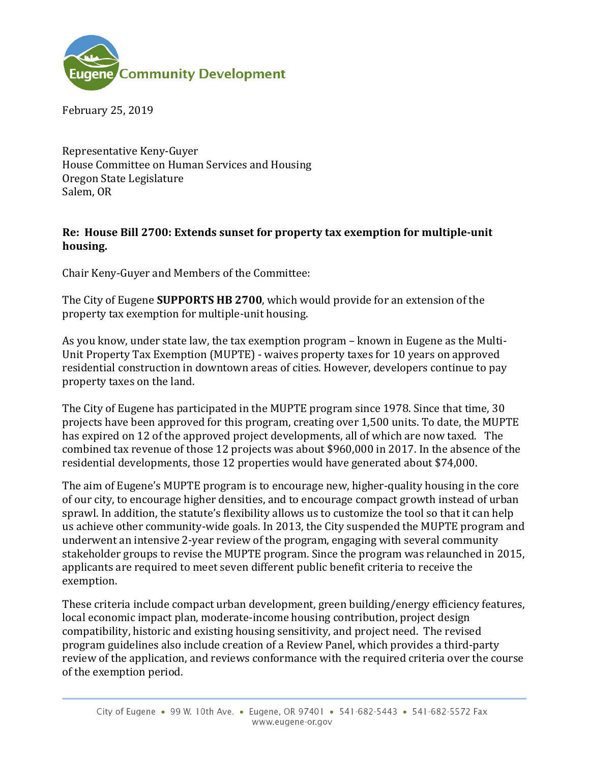Eugene Community Development

February 25, 2019

Representative Keny-Guyer
House Committee on Human Services and Housing
Oregon State Legislature
Salem, OR

**Re: House Bill 2700: Extends sunset for property tax exemption for multiple-unit housing.**

Chair Keny-Guyer and Members of the Committee:

The City of Eugene **SUPPORTS HB 2700**, which would provide for an extension of the property tax exemption for multiple-unit housing.

As you know, under state law, the tax exemption program – known in Eugene as the Multi-Unit Property Tax Exemption (MUPTE) - waives property taxes for 10 years on approved residential construction in downtown areas of cities. However, developers continue to pay property taxes on the land.

The City of Eugene has participated in the MUPTE program since 1978. Since that time, 30 projects have been approved for this program, creating over 1,500 units. To date, the MUPTE has expired on 12 of the approved project developments, all of which are now taxed. The combined tax revenue of those 12 projects was about $960,000 in 2017. In the absence of the residential developments, those 12 properties would have generated about $74,000.

The aim of Eugene's MUPTE program is to encourage new, higher-quality housing in the core of our city, to encourage higher densities, and to encourage compact growth instead of urban sprawl. In addition, the statute's flexibility allows us to customize the tool so that it can help us achieve other community-wide goals. In 2013, the City suspended the MUPTE program and underwent an intensive 2-year review of the program, engaging with several community stakeholder groups to revise the MUPTE program. Since the program was relaunched in 2015, applicants are required to meet seven different public benefit criteria to receive the exemption.

These criteria include compact urban development, green building/energy efficiency features, local economic impact plan, moderate-income housing contribution, project design compatibility, historic and existing housing sensitivity, and project need. The revised program guidelines also include creation of a Review Panel, which provides a third-party review of the application, and reviews conformance with the required criteria over the course of the exemption period.

City of Eugene • 99 W. 10th Ave. • Eugene, OR 97401 • 541-682-5443 • 541-682-5572 Fax
www.eugene-or.gov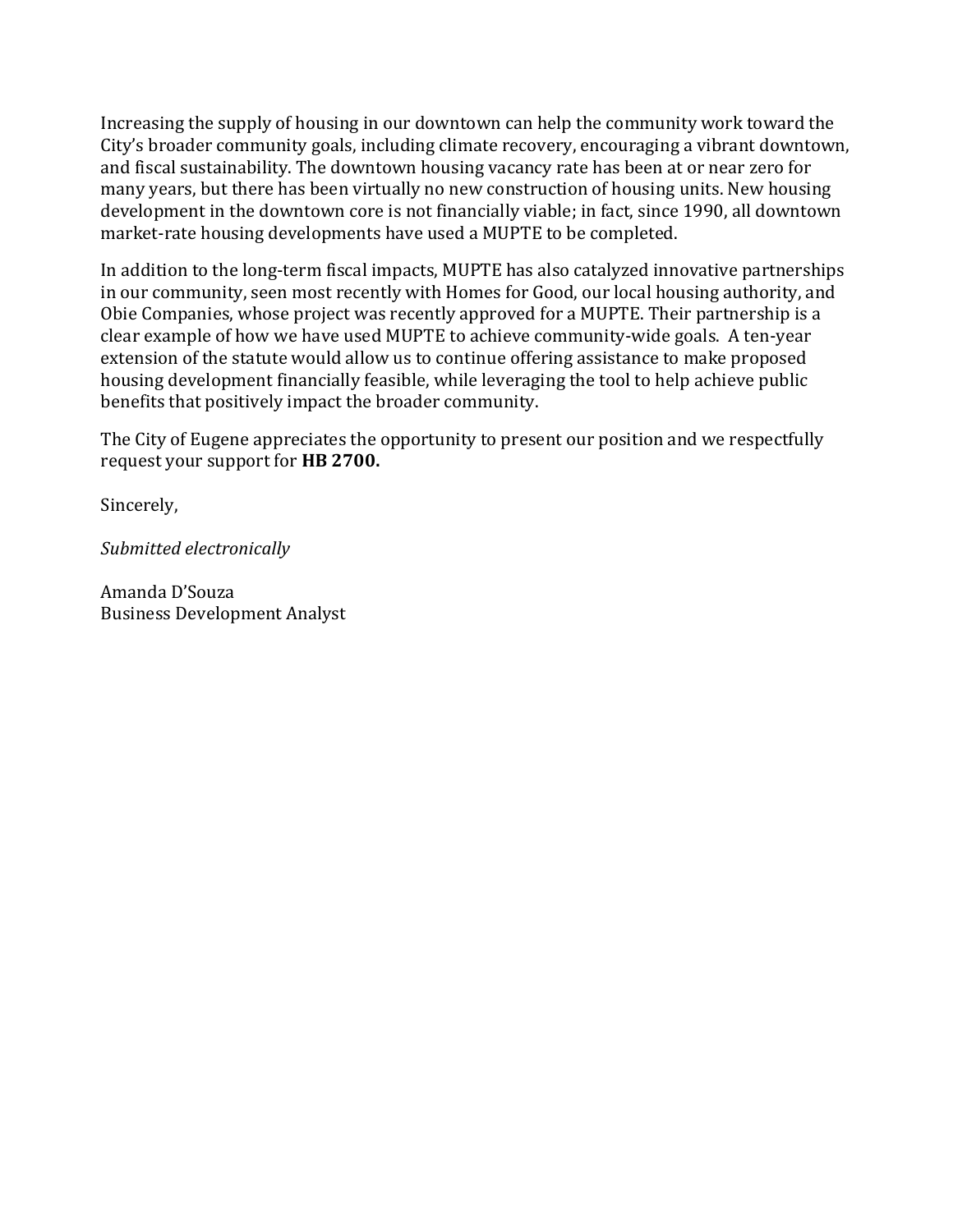Increasing the supply of housing in our downtown can help the community work toward the City's broader community goals, including climate recovery, encouraging a vibrant downtown, and fiscal sustainability. The downtown housing vacancy rate has been at or near zero for many years, but there has been virtually no new construction of housing units. New housing development in the downtown core is not financially viable; in fact, since 1990, all downtown market-rate housing developments have used a MUPTE to be completed.

In addition to the long-term fiscal impacts, MUPTE has also catalyzed innovative partnerships in our community, seen most recently with Homes for Good, our local housing authority, and Obie Companies, whose project was recently approved for a MUPTE. Their partnership is a clear example of how we have used MUPTE to achieve community-wide goals. A ten-year extension of the statute would allow us to continue offering assistance to make proposed housing development financially feasible, while leveraging the tool to help achieve public benefits that positively impact the broader community.

The City of Eugene appreciates the opportunity to present our position and we respectfully request your support for **HB 2700.**

Sincerely,

*Submitted electronically*

Amanda D'Souza
Business Development Analyst